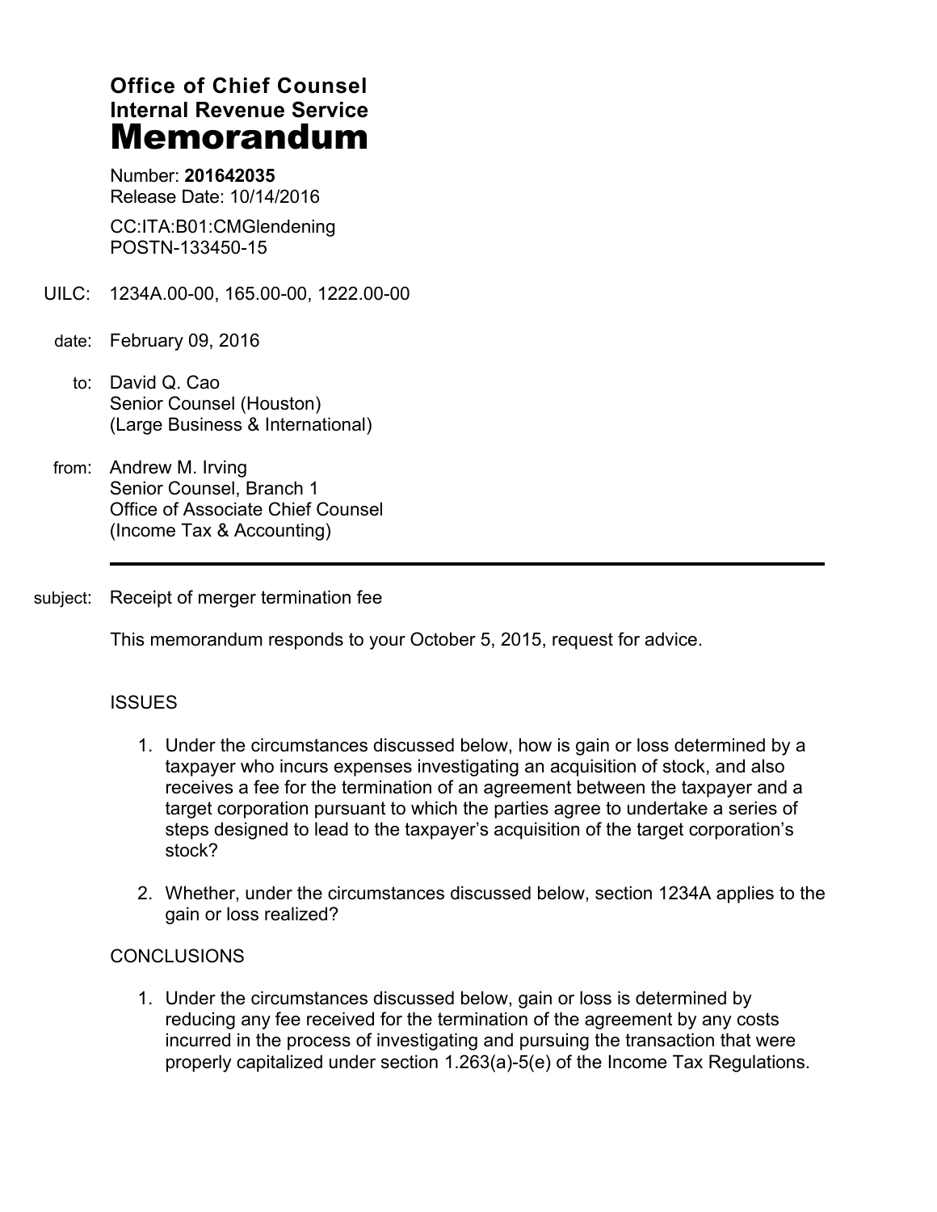**Office of Chief Counsel**
**Internal Revenue Service**
# Memorandum

Number: **201642035**
Release Date: 10/14/2016

CC:ITA:B01:CMGlendening
POSTN-133450-15

UILC: 1234A.00-00, 165.00-00, 1222.00-00

date: February 09, 2016

to: David Q. Cao
Senior Counsel (Houston)
(Large Business & International)

from: Andrew M. Irving
Senior Counsel, Branch 1
Office of Associate Chief Counsel
(Income Tax & Accounting)

---

subject: Receipt of merger termination fee

This memorandum responds to your October 5, 2015, request for advice.

ISSUES

1. Under the circumstances discussed below, how is gain or loss determined by a taxpayer who incurs expenses investigating an acquisition of stock, and also receives a fee for the termination of an agreement between the taxpayer and a target corporation pursuant to which the parties agree to undertake a series of steps designed to lead to the taxpayer's acquisition of the target corporation's stock?

2. Whether, under the circumstances discussed below, section 1234A applies to the gain or loss realized?

CONCLUSIONS

1. Under the circumstances discussed below, gain or loss is determined by reducing any fee received for the termination of the agreement by any costs incurred in the process of investigating and pursuing the transaction that were properly capitalized under section 1.263(a)-5(e) of the Income Tax Regulations.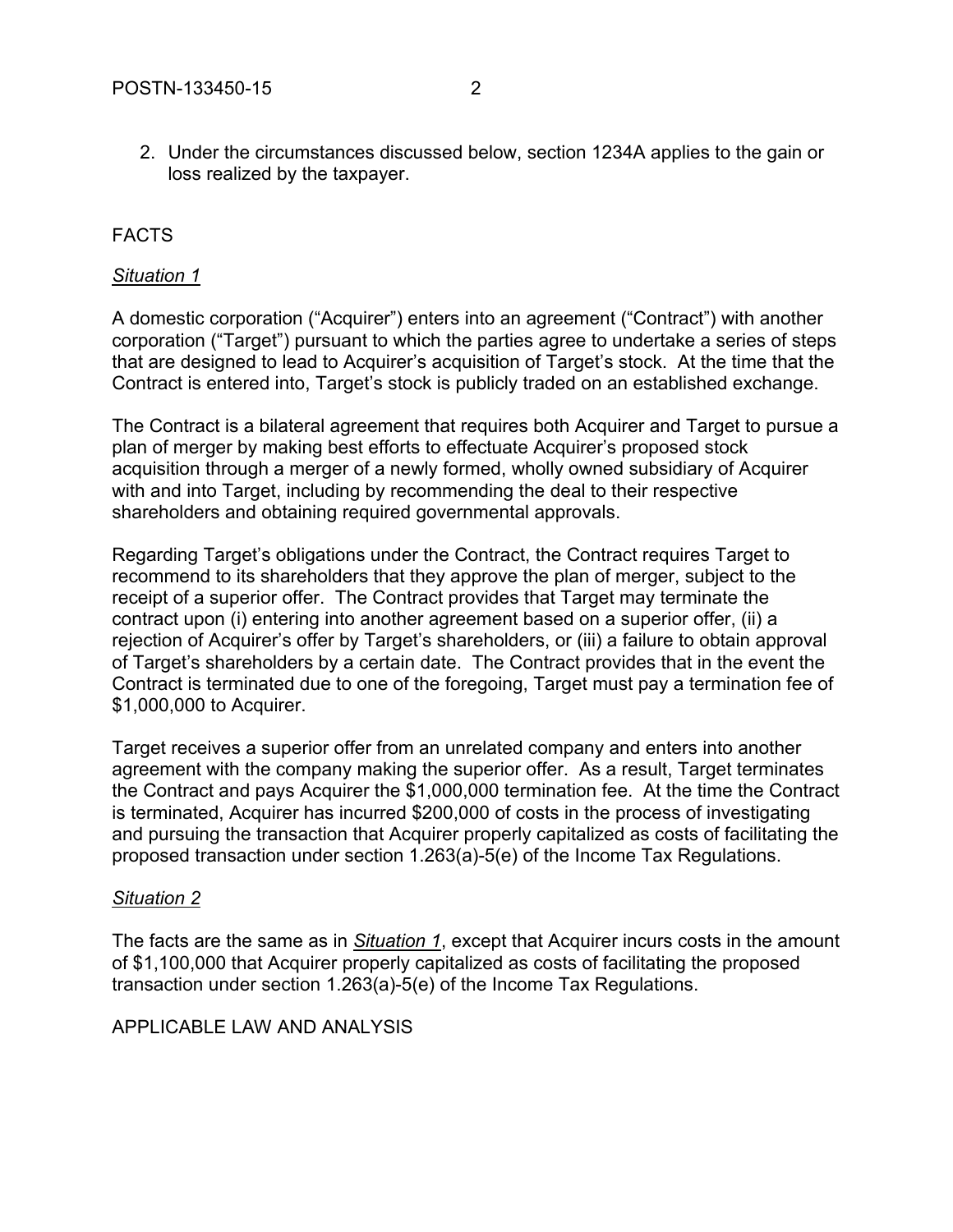2. Under the circumstances discussed below, section 1234A applies to the gain or loss realized by the taxpayer.

FACTS

*Situation 1*

A domestic corporation ("Acquirer") enters into an agreement ("Contract") with another corporation ("Target") pursuant to which the parties agree to undertake a series of steps that are designed to lead to Acquirer's acquisition of Target's stock. At the time that the Contract is entered into, Target's stock is publicly traded on an established exchange.

The Contract is a bilateral agreement that requires both Acquirer and Target to pursue a plan of merger by making best efforts to effectuate Acquirer's proposed stock acquisition through a merger of a newly formed, wholly owned subsidiary of Acquirer with and into Target, including by recommending the deal to their respective shareholders and obtaining required governmental approvals.

Regarding Target's obligations under the Contract, the Contract requires Target to recommend to its shareholders that they approve the plan of merger, subject to the receipt of a superior offer. The Contract provides that Target may terminate the contract upon (i) entering into another agreement based on a superior offer, (ii) a rejection of Acquirer's offer by Target's shareholders, or (iii) a failure to obtain approval of Target's shareholders by a certain date. The Contract provides that in the event the Contract is terminated due to one of the foregoing, Target must pay a termination fee of $1,000,000 to Acquirer.

Target receives a superior offer from an unrelated company and enters into another agreement with the company making the superior offer. As a result, Target terminates the Contract and pays Acquirer the $1,000,000 termination fee. At the time the Contract is terminated, Acquirer has incurred $200,000 of costs in the process of investigating and pursuing the transaction that Acquirer properly capitalized as costs of facilitating the proposed transaction under section 1.263(a)-5(e) of the Income Tax Regulations.

*Situation 2*

The facts are the same as in *Situation 1*, except that Acquirer incurs costs in the amount of $1,100,000 that Acquirer properly capitalized as costs of facilitating the proposed transaction under section 1.263(a)-5(e) of the Income Tax Regulations.

APPLICABLE LAW AND ANALYSIS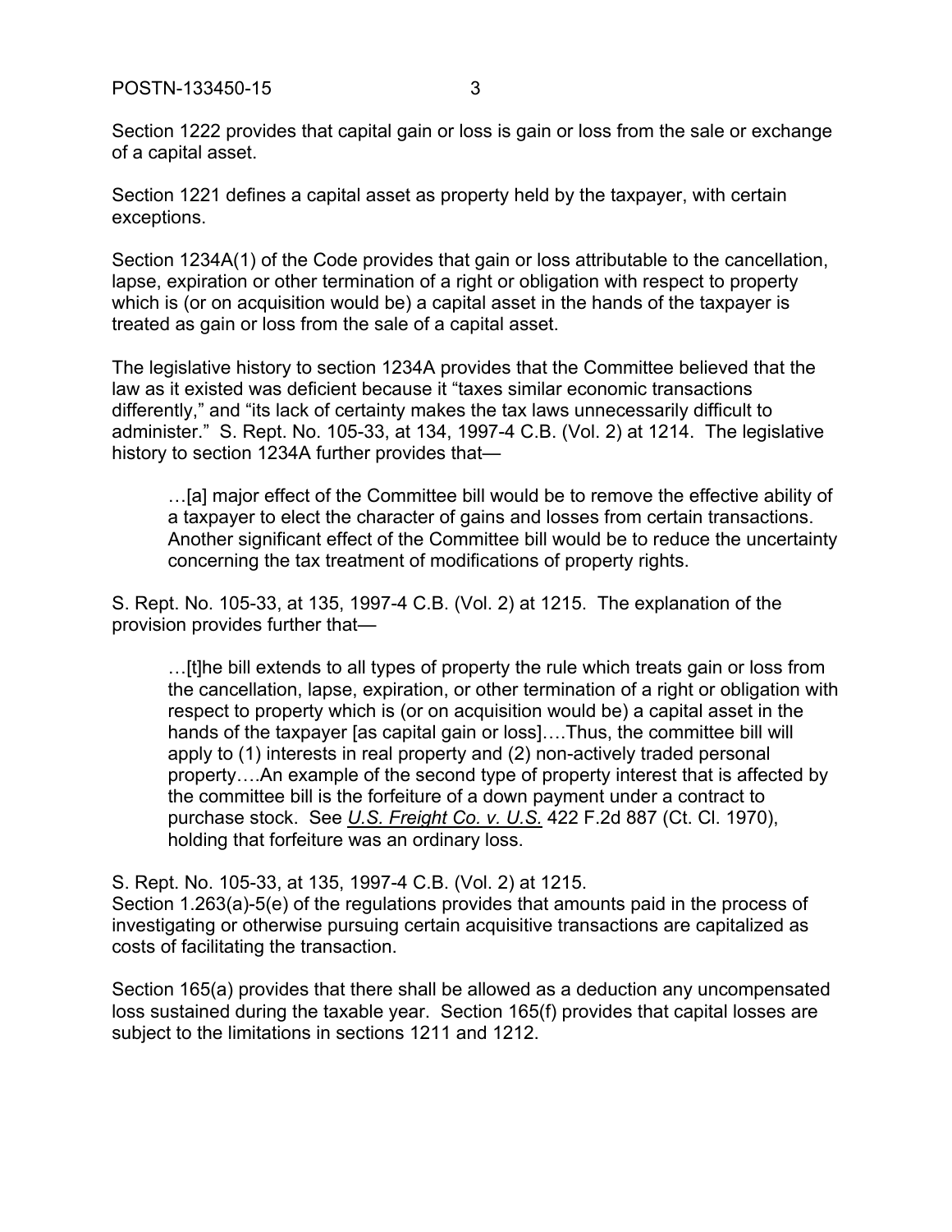Section 1222 provides that capital gain or loss is gain or loss from the sale or exchange of a capital asset.

Section 1221 defines a capital asset as property held by the taxpayer, with certain exceptions.

Section 1234A(1) of the Code provides that gain or loss attributable to the cancellation, lapse, expiration or other termination of a right or obligation with respect to property which is (or on acquisition would be) a capital asset in the hands of the taxpayer is treated as gain or loss from the sale of a capital asset.

The legislative history to section 1234A provides that the Committee believed that the law as it existed was deficient because it "taxes similar economic transactions differently," and "its lack of certainty makes the tax laws unnecessarily difficult to administer." S. Rept. No. 105-33, at 134, 1997-4 C.B. (Vol. 2) at 1214. The legislative history to section 1234A further provides that—

> …[a] major effect of the Committee bill would be to remove the effective ability of a taxpayer to elect the character of gains and losses from certain transactions. Another significant effect of the Committee bill would be to reduce the uncertainty concerning the tax treatment of modifications of property rights.

S. Rept. No. 105-33, at 135, 1997-4 C.B. (Vol. 2) at 1215. The explanation of the provision provides further that—

> …[t]he bill extends to all types of property the rule which treats gain or loss from the cancellation, lapse, expiration, or other termination of a right or obligation with respect to property which is (or on acquisition would be) a capital asset in the hands of the taxpayer [as capital gain or loss]….Thus, the committee bill will apply to (1) interests in real property and (2) non-actively traded personal property….An example of the second type of property interest that is affected by the committee bill is the forfeiture of a down payment under a contract to purchase stock. See *U.S. Freight Co. v. U.S.* 422 F.2d 887 (Ct. Cl. 1970), holding that forfeiture was an ordinary loss.

S. Rept. No. 105-33, at 135, 1997-4 C.B. (Vol. 2) at 1215.
Section 1.263(a)-5(e) of the regulations provides that amounts paid in the process of investigating or otherwise pursuing certain acquisitive transactions are capitalized as costs of facilitating the transaction.

Section 165(a) provides that there shall be allowed as a deduction any uncompensated loss sustained during the taxable year. Section 165(f) provides that capital losses are subject to the limitations in sections 1211 and 1212.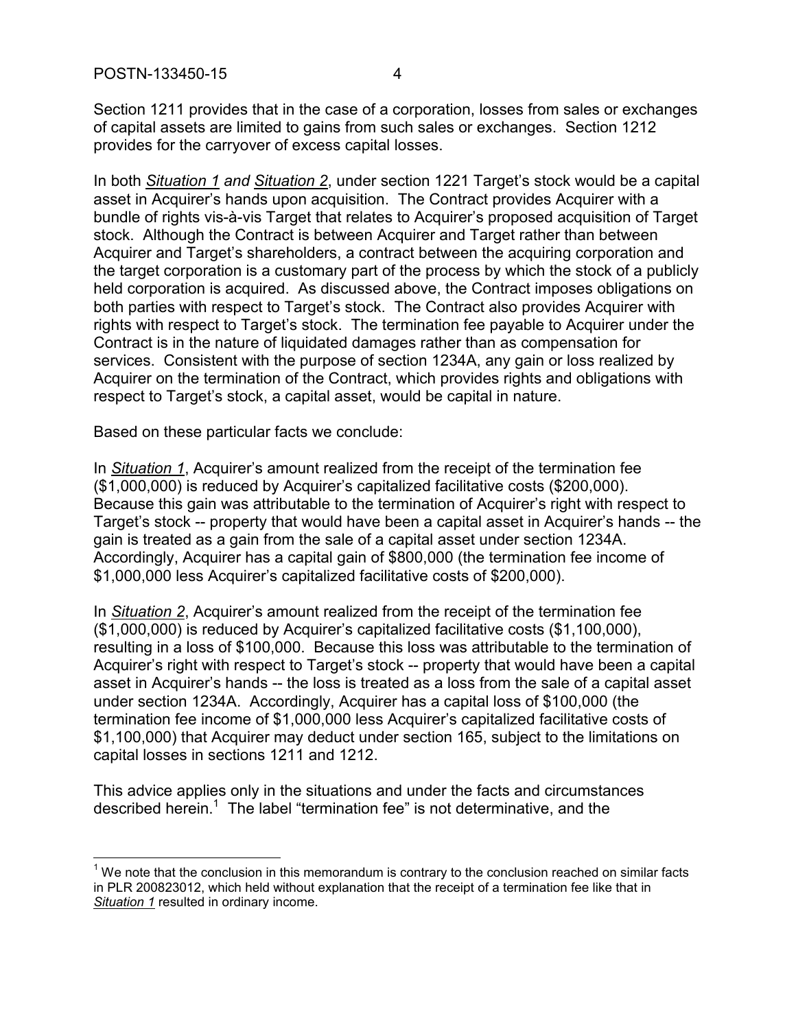Section 1211 provides that in the case of a corporation, losses from sales or exchanges of capital assets are limited to gains from such sales or exchanges. Section 1212 provides for the carryover of excess capital losses.

In both ***Situation 1*** *and* ***Situation 2***, under section 1221 Target's stock would be a capital asset in Acquirer's hands upon acquisition. The Contract provides Acquirer with a bundle of rights vis-à-vis Target that relates to Acquirer's proposed acquisition of Target stock. Although the Contract is between Acquirer and Target rather than between Acquirer and Target's shareholders, a contract between the acquiring corporation and the target corporation is a customary part of the process by which the stock of a publicly held corporation is acquired. As discussed above, the Contract imposes obligations on both parties with respect to Target's stock. The Contract also provides Acquirer with rights with respect to Target's stock. The termination fee payable to Acquirer under the Contract is in the nature of liquidated damages rather than as compensation for services. Consistent with the purpose of section 1234A, any gain or loss realized by Acquirer on the termination of the Contract, which provides rights and obligations with respect to Target's stock, a capital asset, would be capital in nature.

Based on these particular facts we conclude:

In ***Situation 1***, Acquirer's amount realized from the receipt of the termination fee ($1,000,000) is reduced by Acquirer's capitalized facilitative costs ($200,000). Because this gain was attributable to the termination of Acquirer's right with respect to Target's stock -- property that would have been a capital asset in Acquirer's hands -- the gain is treated as a gain from the sale of a capital asset under section 1234A. Accordingly, Acquirer has a capital gain of $800,000 (the termination fee income of $1,000,000 less Acquirer's capitalized facilitative costs of $200,000).

In ***Situation 2***, Acquirer's amount realized from the receipt of the termination fee ($1,000,000) is reduced by Acquirer's capitalized facilitative costs ($1,100,000), resulting in a loss of $100,000. Because this loss was attributable to the termination of Acquirer's right with respect to Target's stock -- property that would have been a capital asset in Acquirer's hands -- the loss is treated as a loss from the sale of a capital asset under section 1234A. Accordingly, Acquirer has a capital loss of $100,000 (the termination fee income of $1,000,000 less Acquirer's capitalized facilitative costs of $1,100,000) that Acquirer may deduct under section 165, subject to the limitations on capital losses in sections 1211 and 1212.

This advice applies only in the situations and under the facts and circumstances described herein.[1] The label "termination fee" is not determinative, and the

[1] We note that the conclusion in this memorandum is contrary to the conclusion reached on similar facts in PLR 200823012, which held without explanation that the receipt of a termination fee like that in ***Situation 1*** resulted in ordinary income.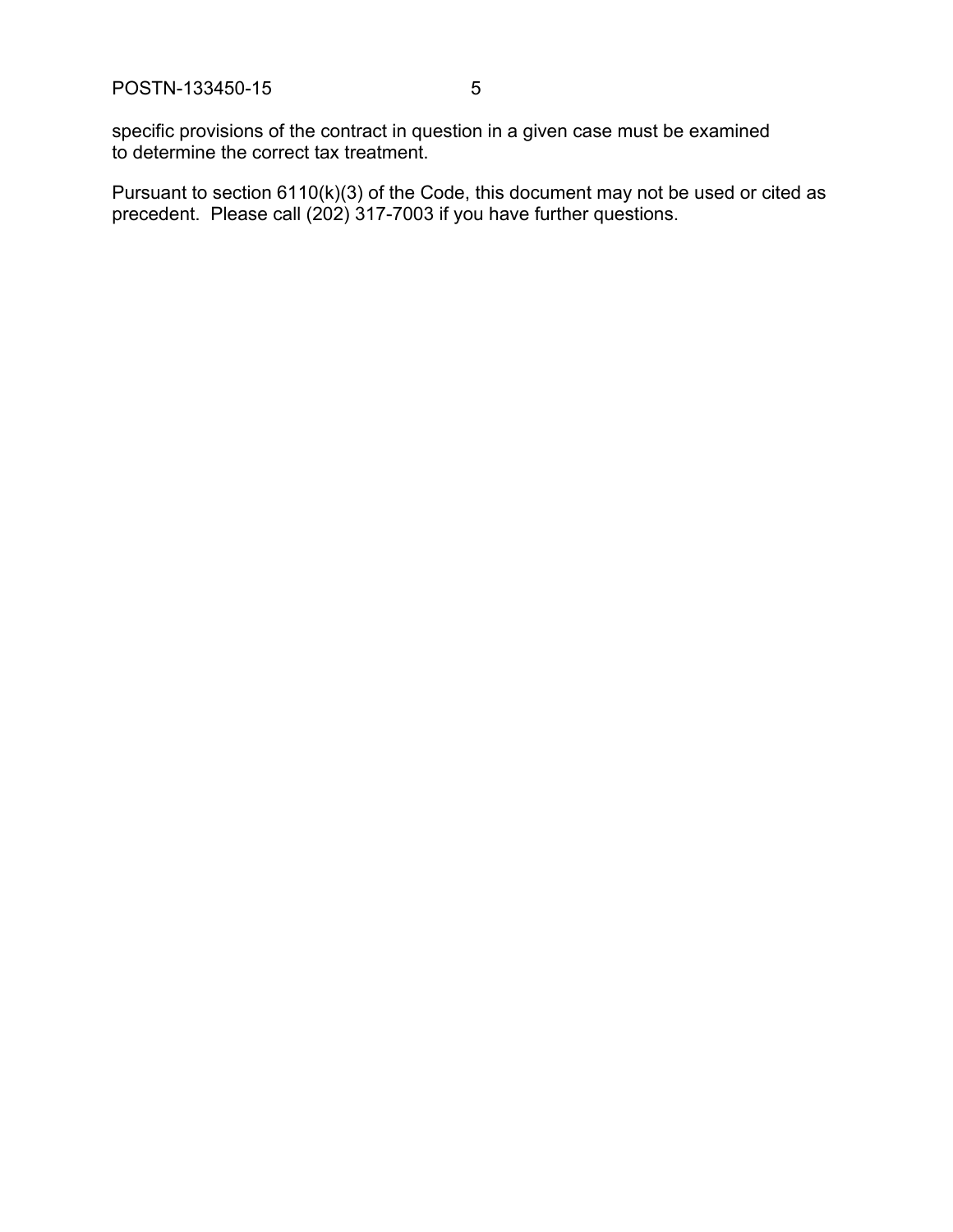specific provisions of the contract in question in a given case must be examined to determine the correct tax treatment.

Pursuant to section 6110(k)(3) of the Code, this document may not be used or cited as precedent. Please call (202) 317-7003 if you have further questions.